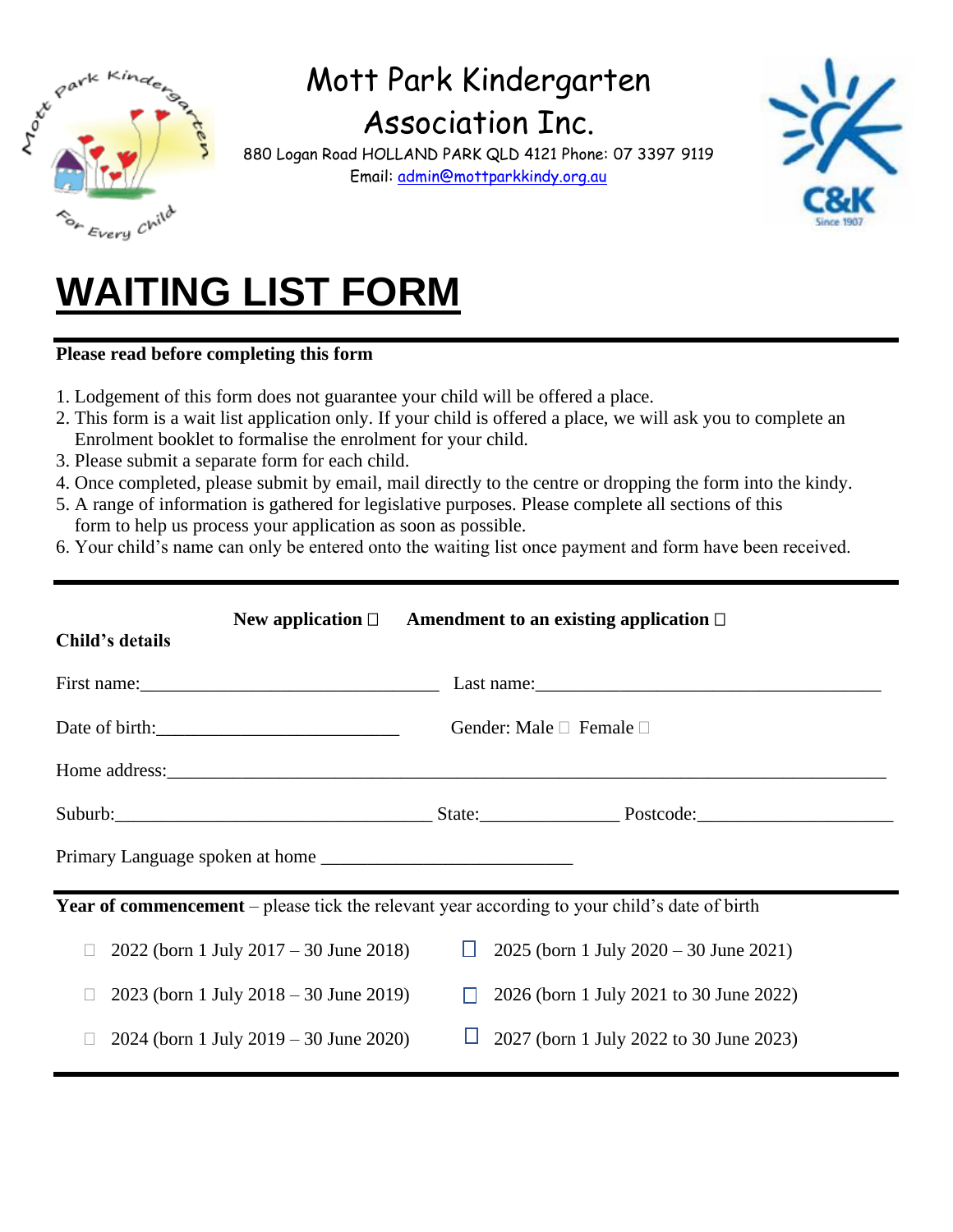# Mott Park Kindergarten Association Inc.

880 Logan Road HOLLAND PARK QLD 4121 Phone: 07 3397 9119
Email: admin@mottparkkindy.org.au

# WAITING LIST FORM

**Please read before completing this form**

1. Lodgement of this form does not guarantee your child will be offered a place.
2. This form is a wait list application only. If your child is offered a place, we will ask you to complete an Enrolment booklet to formalise the enrolment for your child.
3. Please submit a separate form for each child.
4. Once completed, please submit by email, mail directly to the centre or dropping the form into the kindy.
5. A range of information is gathered for legislative purposes. Please complete all sections of this form to help us process your application as soon as possible.
6. Your child's name can only be entered onto the waiting list once payment and form have been received.

**New application** ☐ **Amendment to an existing application** ☐

**Child's details**

First name:_______________________________ Last name:____________________________________

Date of birth:_________________________ Gender: Male ☐ Female ☐

Home address:___________________________________________________________________________

Suburb:__________________________________ State:______________ Postcode:____________________

Primary Language spoken at home __________________________

**Year of commencement** – please tick the relevant year according to your child's date of birth

☐ 2022 (born 1 July 2017 – 30 June 2018)

☐ 2023 (born 1 July 2018 – 30 June 2019)

☐ 2024 (born 1 July 2019 – 30 June 2020)

☐ 2025 (born 1 July 2020 – 30 June 2021)

☐ 2026 (born 1 July 2021 to 30 June 2022)

☐ 2027 (born 1 July 2022 to 30 June 2023)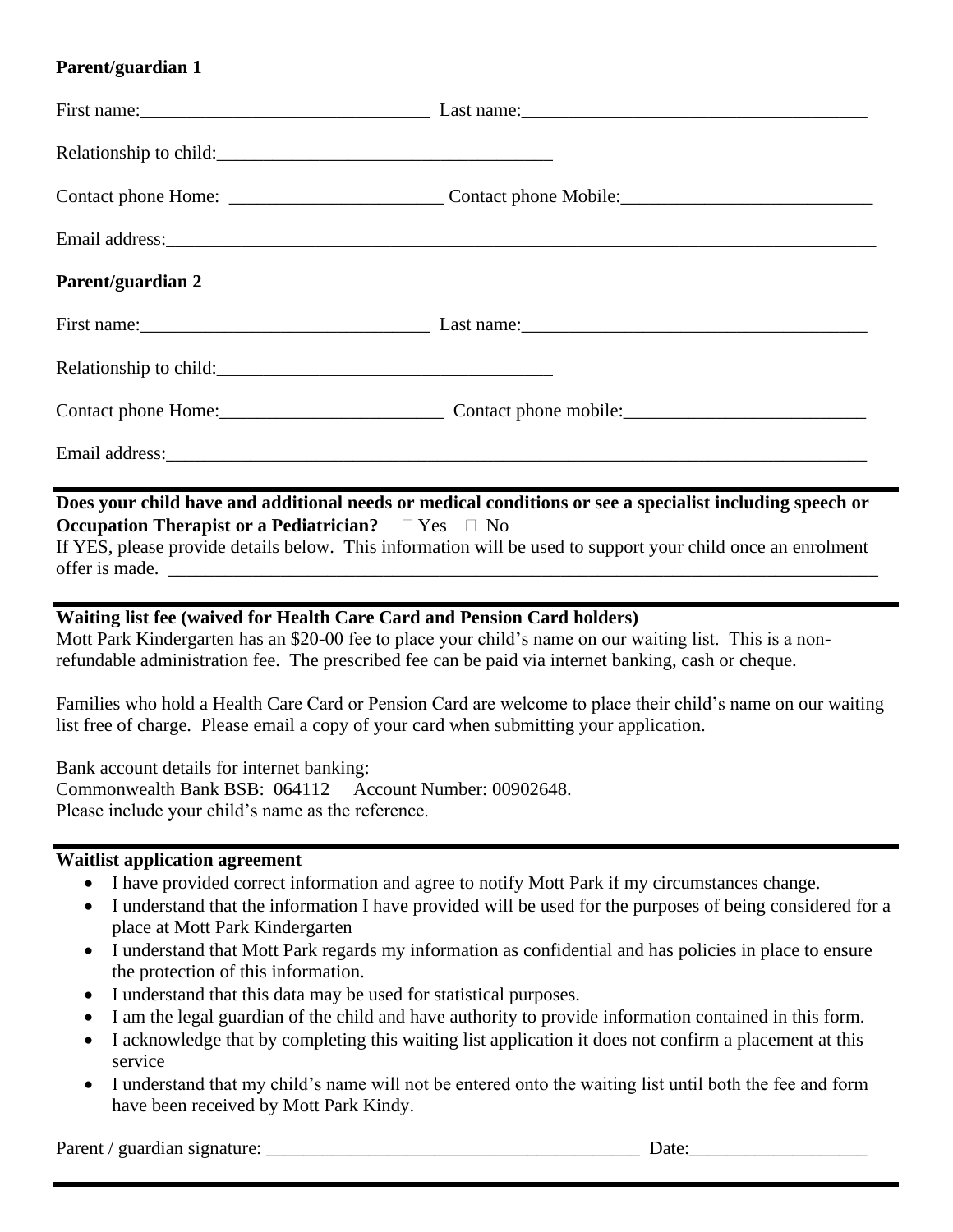**Parent/guardian 1**

First name:_______________________________ Last name:_____________________________________

Relationship to child:___________________________________

Contact phone Home: ______________________ Contact phone Mobile:__________________________

Email address:__________________________________________________________________________

**Parent/guardian 2**

First name:_______________________________ Last name:_____________________________________

Relationship to child:___________________________________

Contact phone Home:________________________ Contact phone mobile:__________________________

Email address:__________________________________________________________________________

---

**Does your child have and additional needs or medical conditions or see a specialist including speech or Occupation Therapist or a Pediatrician?** ☐ Yes ☐ No

If YES, please provide details below. This information will be used to support your child once an enrolment offer is made. ____________________________________________________________________________

---

**Waiting list fee (waived for Health Care Card and Pension Card holders)**

Mott Park Kindergarten has an $20-00 fee to place your child's name on our waiting list. This is a non-refundable administration fee. The prescribed fee can be paid via internet banking, cash or cheque.

Families who hold a Health Care Card or Pension Card are welcome to place their child's name on our waiting list free of charge. Please email a copy of your card when submitting your application.

Bank account details for internet banking:
Commonwealth Bank BSB: 064112 Account Number: 00902648.
Please include your child's name as the reference.

---

**Waitlist application agreement**

- I have provided correct information and agree to notify Mott Park if my circumstances change.
- I understand that the information I have provided will be used for the purposes of being considered for a place at Mott Park Kindergarten
- I understand that Mott Park regards my information as confidential and has policies in place to ensure the protection of this information.
- I understand that this data may be used for statistical purposes.
- I am the legal guardian of the child and have authority to provide information contained in this form.
- I acknowledge that by completing this waiting list application it does not confirm a placement at this service
- I understand that my child's name will not be entered onto the waiting list until both the fee and form have been received by Mott Park Kindy.

Parent / guardian signature: ________________________________________ Date:___________________